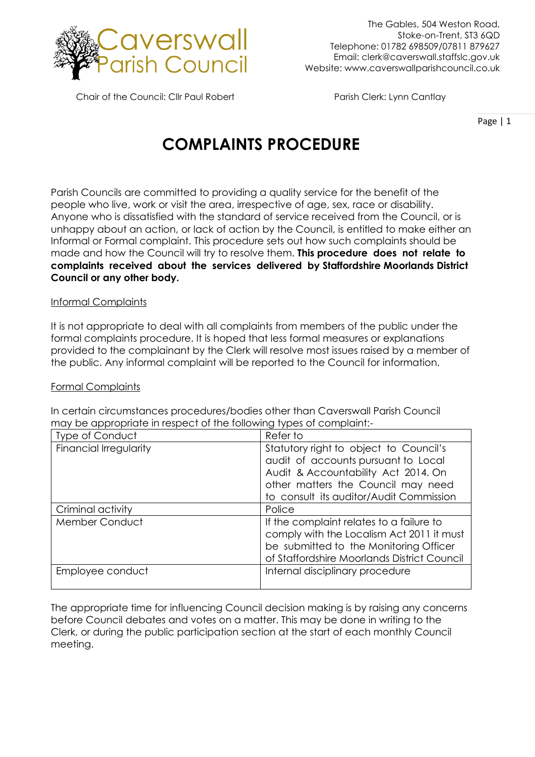Caverswall Parish Council

The Gables, 504 Weston Road,
Stoke-on-Trent, ST3 6QD
Telephone: 01782 698509/07811 879627
Email: clerk@caverswall.staffslc.gov.uk
Website: www.caverswallparishcouncil.co.uk

Chair of the Council: Cllr Paul Robert

Parish Clerk: Lynn Cantlay

# COMPLAINTS PROCEDURE

Parish Councils are committed to providing a quality service for the benefit of the people who live, work or visit the area, irrespective of age, sex, race or disability. Anyone who is dissatisfied with the standard of service received from the Council, or is unhappy about an action, or lack of action by the Council, is entitled to make either an Informal or Formal complaint. This procedure sets out how such complaints should be made and how the Council will try to resolve them. **This procedure does not relate to complaints received about the services delivered by Staffordshire Moorlands District Council or any other body.**

## Informal Complaints

It is not appropriate to deal with all complaints from members of the public under the formal complaints procedure. It is hoped that less formal measures or explanations provided to the complainant by the Clerk will resolve most issues raised by a member of the public. Any informal complaint will be reported to the Council for information.

## Formal Complaints

In certain circumstances procedures/bodies other than Caverswall Parish Council may be appropriate in respect of the following types of complaint:-

| Type of Conduct | Refer to |
| --- | --- |
| Financial Irregularity | Statutory right to object to Council's audit of accounts pursuant to Local Audit & Accountability Act 2014. On other matters the Council may need to consult its auditor/Audit Commission |
| Criminal activity | Police |
| Member Conduct | If the complaint relates to a failure to comply with the Localism Act 2011 it must be submitted to the Monitoring Officer of Staffordshire Moorlands District Council |
| Employee conduct | Internal disciplinary procedure |

The appropriate time for influencing Council decision making is by raising any concerns before Council debates and votes on a matter. This may be done in writing to the Clerk, or during the public participation section at the start of each monthly Council meeting.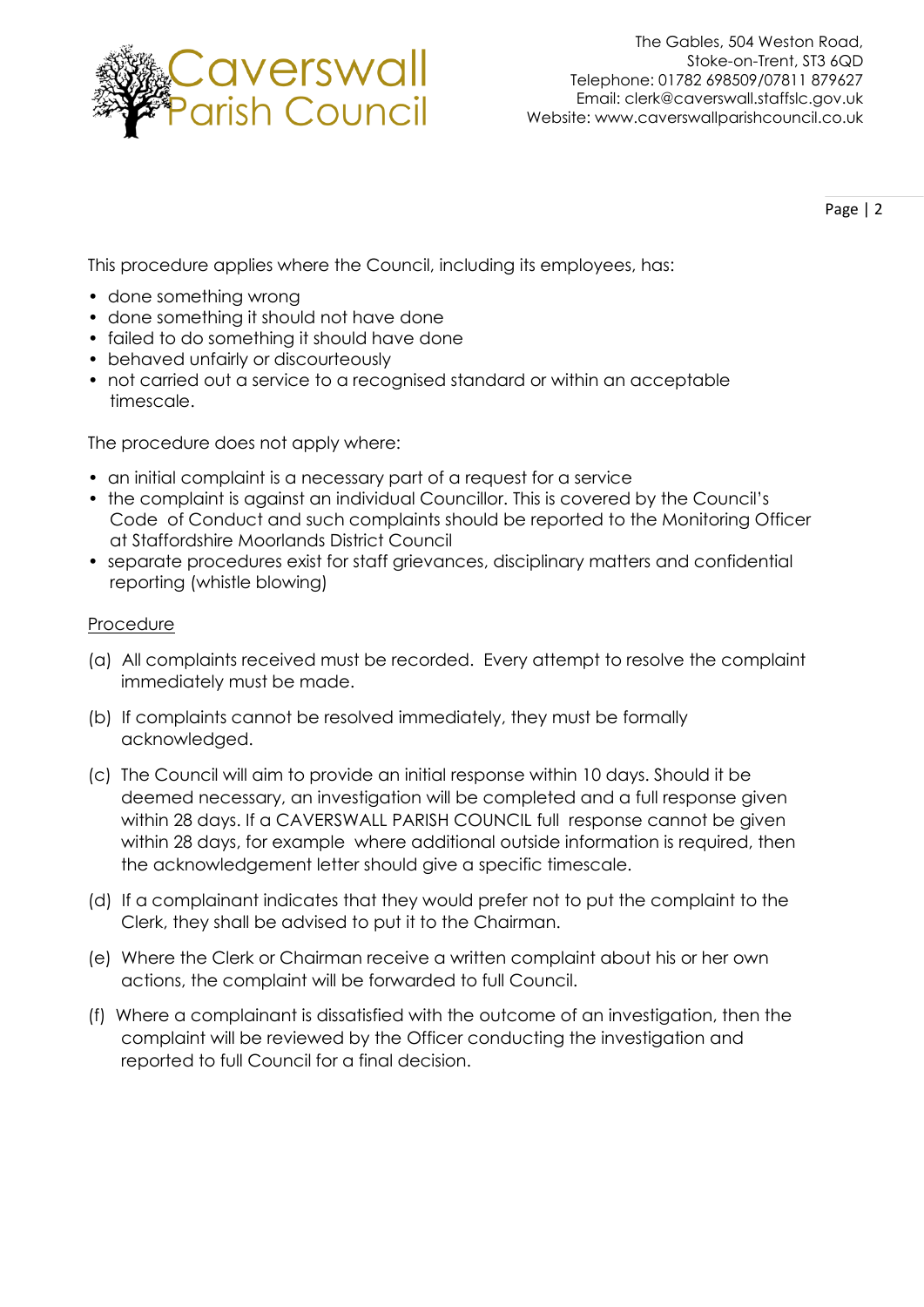This procedure applies where the Council, including its employees, has:

- done something wrong
- done something it should not have done
- failed to do something it should have done
- behaved unfairly or discourteously
- not carried out a service to a recognised standard or within an acceptable timescale.

The procedure does not apply where:

- an initial complaint is a necessary part of a request for a service
- the complaint is against an individual Councillor. This is covered by the Council's Code of Conduct and such complaints should be reported to the Monitoring Officer at Staffordshire Moorlands District Council
- separate procedures exist for staff grievances, disciplinary matters and confidential reporting (whistle blowing)

Procedure

(a) All complaints received must be recorded. Every attempt to resolve the complaint immediately must be made.

(b) If complaints cannot be resolved immediately, they must be formally acknowledged.

(c) The Council will aim to provide an initial response within 10 days. Should it be deemed necessary, an investigation will be completed and a full response given within 28 days. If a CAVERSWALL PARISH COUNCIL full response cannot be given within 28 days, for example where additional outside information is required, then the acknowledgement letter should give a specific timescale.

(d) If a complainant indicates that they would prefer not to put the complaint to the Clerk, they shall be advised to put it to the Chairman.

(e) Where the Clerk or Chairman receive a written complaint about his or her own actions, the complaint will be forwarded to full Council.

(f) Where a complainant is dissatisfied with the outcome of an investigation, then the complaint will be reviewed by the Officer conducting the investigation and reported to full Council for a final decision.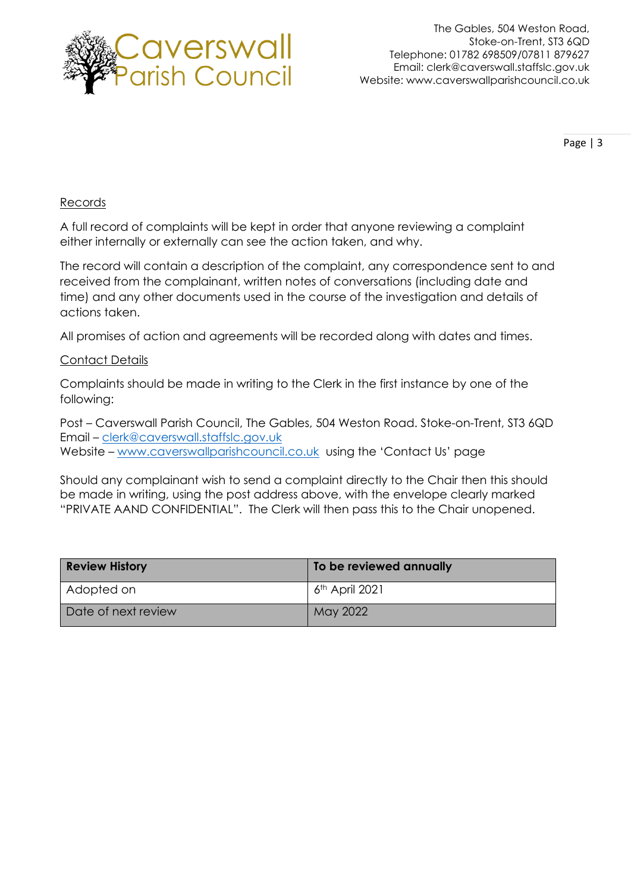Records

A full record of complaints will be kept in order that anyone reviewing a complaint either internally or externally can see the action taken, and why.

The record will contain a description of the complaint, any correspondence sent to and received from the complainant, written notes of conversations (including date and time) and any other documents used in the course of the investigation and details of actions taken.

All promises of action and agreements will be recorded along with dates and times.

Contact Details

Complaints should be made in writing to the Clerk in the first instance by one of the following:

Post – Caverswall Parish Council, The Gables, 504 Weston Road. Stoke-on-Trent, ST3 6QD
Email – clerk@caverswall.staffslc.gov.uk
Website – www.caverswallparishcouncil.co.uk using the 'Contact Us' page

Should any complainant wish to send a complaint directly to the Chair then this should be made in writing, using the post address above, with the envelope clearly marked "PRIVATE AAND CONFIDENTIAL". The Clerk will then pass this to the Chair unopened.

| **Review History** | **To be reviewed annually** |
|---|---|
| Adopted on | 6th April 2021 |
| Date of next review | May 2022 |